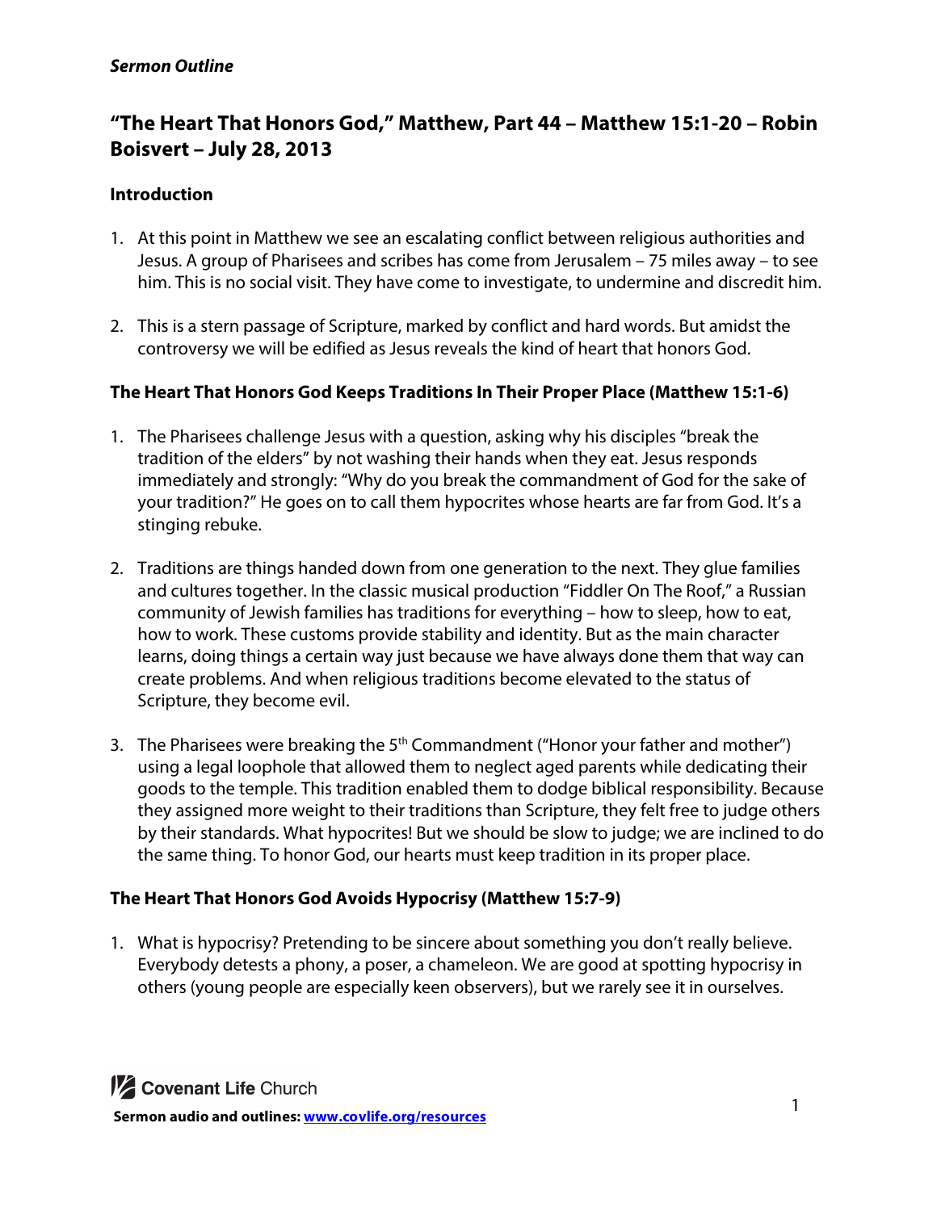***Sermon Outline***

## "The Heart That Honors God," Matthew, Part 44 – Matthew 15:1-20 – Robin Boisvert – July 28, 2013

### Introduction

1. At this point in Matthew we see an escalating conflict between religious authorities and Jesus. A group of Pharisees and scribes has come from Jerusalem – 75 miles away – to see him. This is no social visit. They have come to investigate, to undermine and discredit him.

2. This is a stern passage of Scripture, marked by conflict and hard words. But amidst the controversy we will be edified as Jesus reveals the kind of heart that honors God.

### The Heart That Honors God Keeps Traditions In Their Proper Place (Matthew 15:1-6)

1. The Pharisees challenge Jesus with a question, asking why his disciples "break the tradition of the elders" by not washing their hands when they eat. Jesus responds immediately and strongly: "Why do you break the commandment of God for the sake of your tradition?" He goes on to call them hypocrites whose hearts are far from God. It's a stinging rebuke.

2. Traditions are things handed down from one generation to the next. They glue families and cultures together. In the classic musical production "Fiddler On The Roof," a Russian community of Jewish families has traditions for everything – how to sleep, how to eat, how to work. These customs provide stability and identity. But as the main character learns, doing things a certain way just because we have always done them that way can create problems. And when religious traditions become elevated to the status of Scripture, they become evil.

3. The Pharisees were breaking the 5th Commandment ("Honor your father and mother") using a legal loophole that allowed them to neglect aged parents while dedicating their goods to the temple. This tradition enabled them to dodge biblical responsibility. Because they assigned more weight to their traditions than Scripture, they felt free to judge others by their standards. What hypocrites! But we should be slow to judge; we are inclined to do the same thing. To honor God, our hearts must keep tradition in its proper place.

### The Heart That Honors God Avoids Hypocrisy (Matthew 15:7-9)

1. What is hypocrisy? Pretending to be sincere about something you don't really believe. Everybody detests a phony, a poser, a chameleon. We are good at spotting hypocrisy in others (young people are especially keen observers), but we rarely see it in ourselves.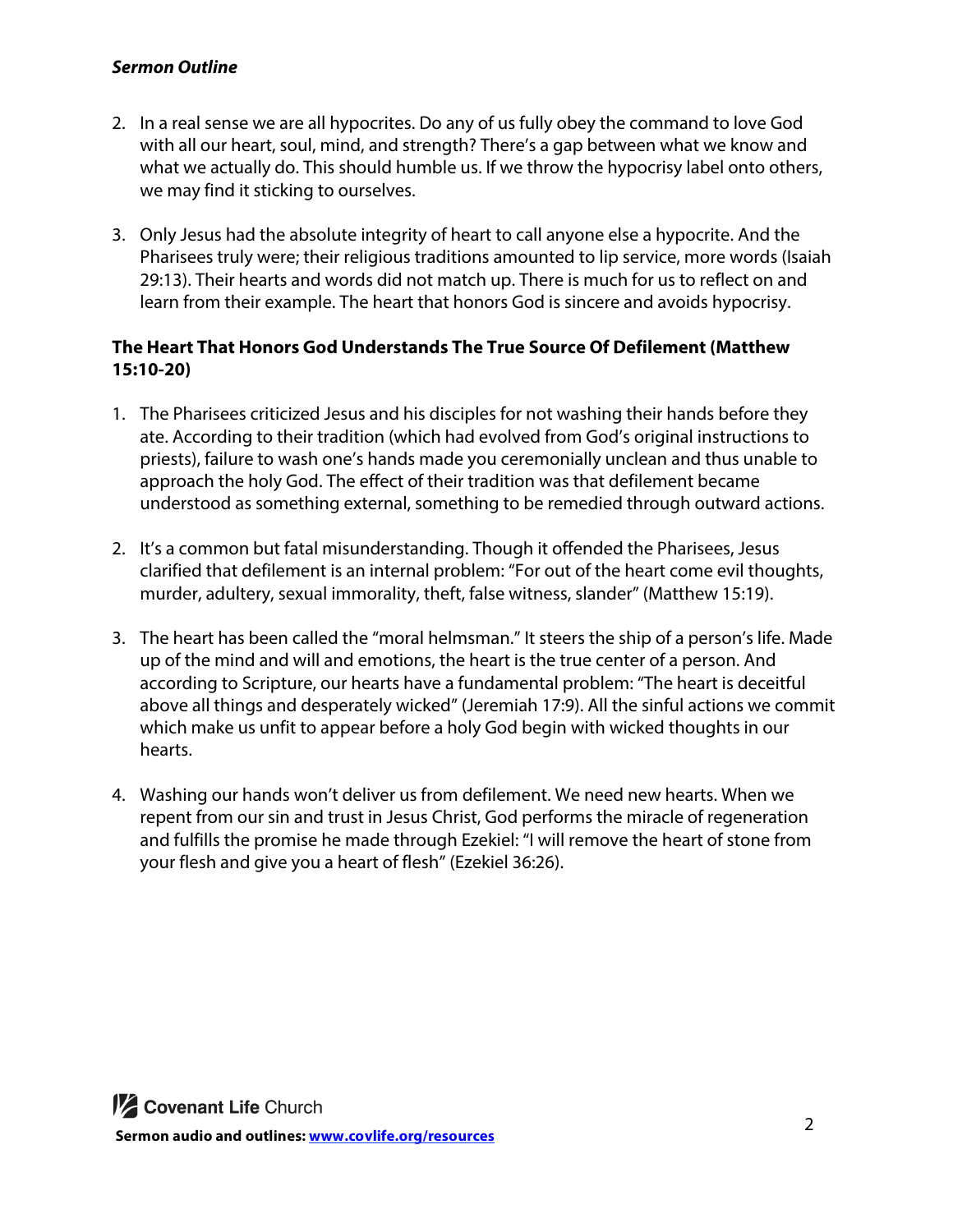2. In a real sense we are all hypocrites. Do any of us fully obey the command to love God with all our heart, soul, mind, and strength? There's a gap between what we know and what we actually do. This should humble us. If we throw the hypocrisy label onto others, we may find it sticking to ourselves.

3. Only Jesus had the absolute integrity of heart to call anyone else a hypocrite. And the Pharisees truly were; their religious traditions amounted to lip service, more words (Isaiah 29:13). Their hearts and words did not match up. There is much for us to reflect on and learn from their example. The heart that honors God is sincere and avoids hypocrisy.

**The Heart That Honors God Understands The True Source Of Defilement (Matthew 15:10-20)**

1. The Pharisees criticized Jesus and his disciples for not washing their hands before they ate. According to their tradition (which had evolved from God's original instructions to priests), failure to wash one's hands made you ceremonially unclean and thus unable to approach the holy God. The effect of their tradition was that defilement became understood as something external, something to be remedied through outward actions.

2. It's a common but fatal misunderstanding. Though it offended the Pharisees, Jesus clarified that defilement is an internal problem: "For out of the heart come evil thoughts, murder, adultery, sexual immorality, theft, false witness, slander" (Matthew 15:19).

3. The heart has been called the "moral helmsman." It steers the ship of a person's life. Made up of the mind and will and emotions, the heart is the true center of a person. And according to Scripture, our hearts have a fundamental problem: "The heart is deceitful above all things and desperately wicked" (Jeremiah 17:9). All the sinful actions we commit which make us unfit to appear before a holy God begin with wicked thoughts in our hearts.

4. Washing our hands won't deliver us from defilement. We need new hearts. When we repent from our sin and trust in Jesus Christ, God performs the miracle of regeneration and fulfills the promise he made through Ezekiel: "I will remove the heart of stone from your flesh and give you a heart of flesh" (Ezekiel 36:26).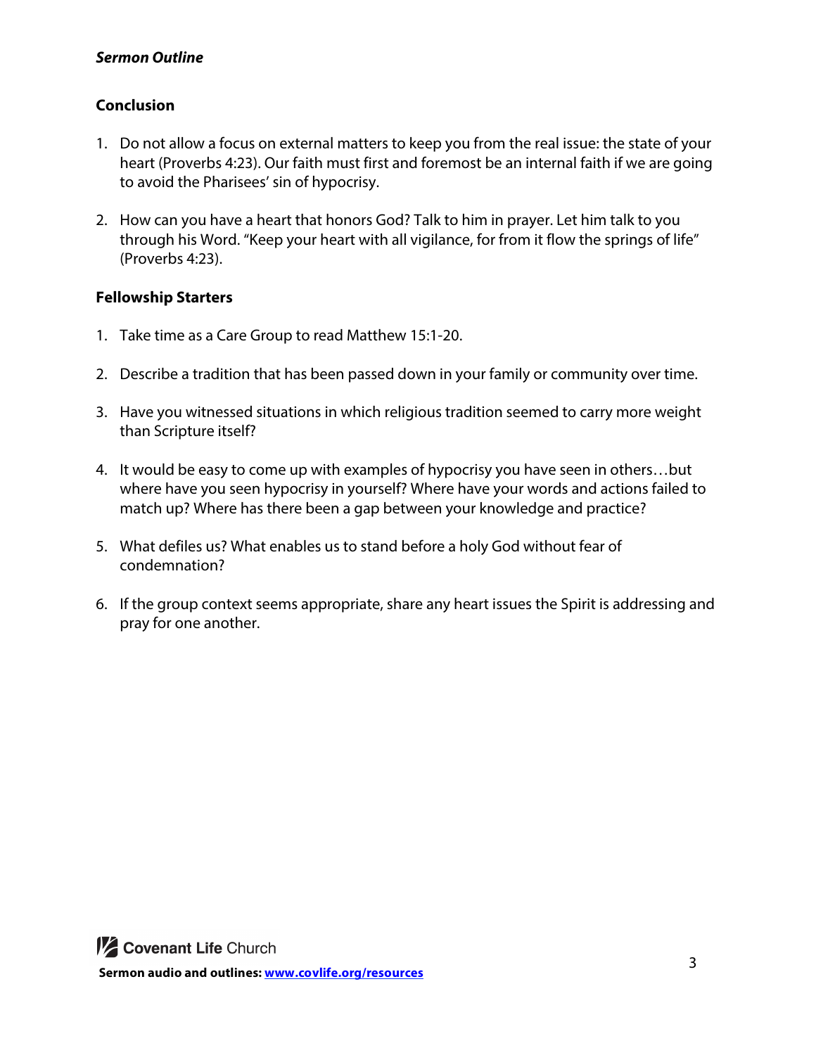***Sermon Outline***

## Conclusion

1. Do not allow a focus on external matters to keep you from the real issue: the state of your heart (Proverbs 4:23). Our faith must first and foremost be an internal faith if we are going to avoid the Pharisees' sin of hypocrisy.

2. How can you have a heart that honors God? Talk to him in prayer. Let him talk to you through his Word. "Keep your heart with all vigilance, for from it flow the springs of life" (Proverbs 4:23).

## Fellowship Starters

1. Take time as a Care Group to read Matthew 15:1-20.

2. Describe a tradition that has been passed down in your family or community over time.

3. Have you witnessed situations in which religious tradition seemed to carry more weight than Scripture itself?

4. It would be easy to come up with examples of hypocrisy you have seen in others…but where have you seen hypocrisy in yourself? Where have your words and actions failed to match up? Where has there been a gap between your knowledge and practice?

5. What defiles us? What enables us to stand before a holy God without fear of condemnation?

6. If the group context seems appropriate, share any heart issues the Spirit is addressing and pray for one another.

Covenant Life Church

**Sermon audio and outlines: [www.covlife.org/resources](http://www.covlife.org/resources)**